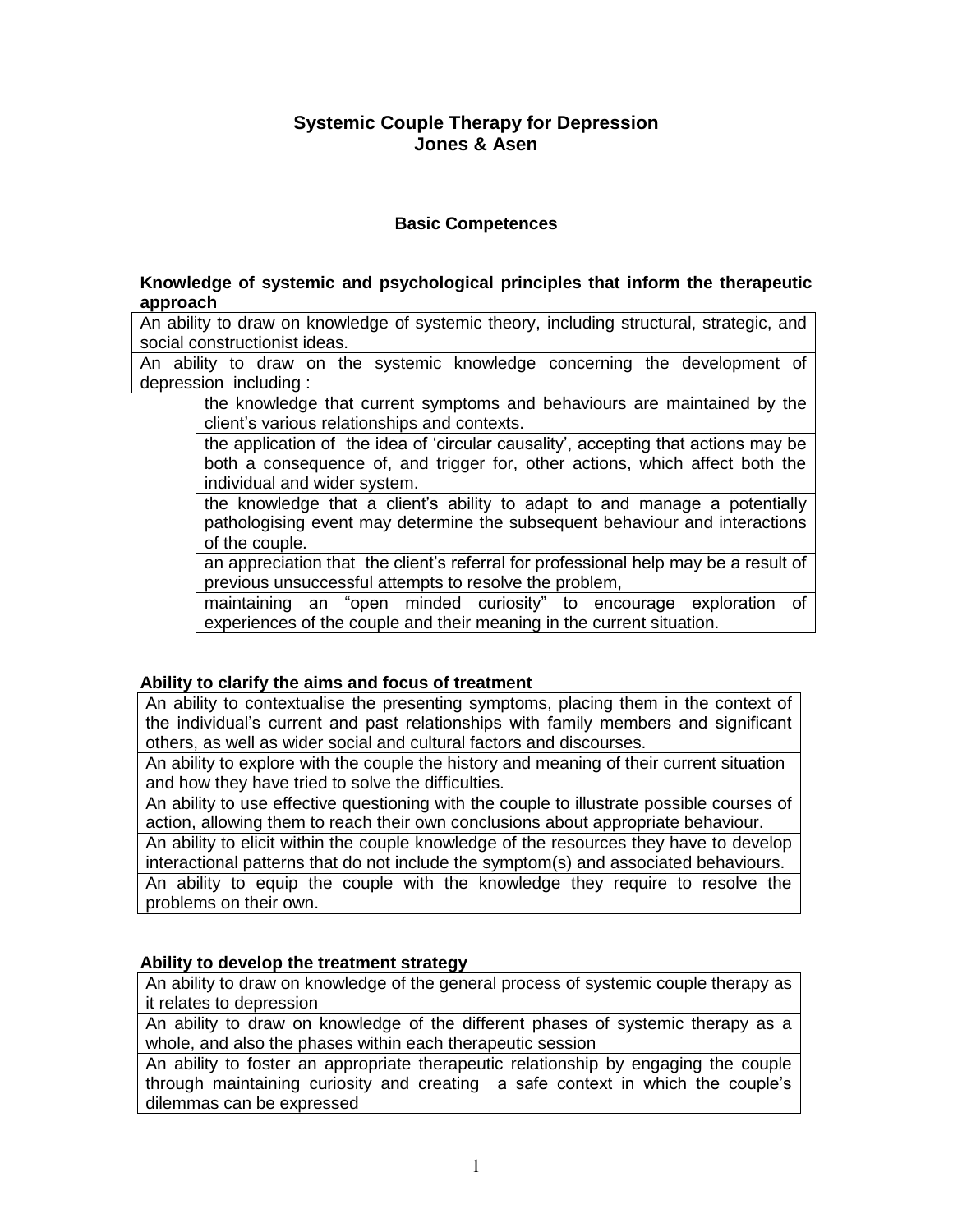# Systemic Couple Therapy for Depression
# Jones & Asen

## Basic Competences

### Knowledge of systemic and psychological principles that inform the therapeutic approach

- An ability to draw on knowledge of systemic theory, including structural, strategic, and social constructionist ideas.
- An ability to draw on the systemic knowledge concerning the development of depression including :
  - the knowledge that current symptoms and behaviours are maintained by the client's various relationships and contexts.
  - the application of the idea of 'circular causality', accepting that actions may be both a consequence of, and trigger for, other actions, which affect both the individual and wider system.
  - the knowledge that a client's ability to adapt to and manage a potentially pathologising event may determine the subsequent behaviour and interactions of the couple.
  - an appreciation that the client's referral for professional help may be a result of previous unsuccessful attempts to resolve the problem,
  - maintaining an "open minded curiosity" to encourage exploration of experiences of the couple and their meaning in the current situation.

### Ability to clarify the aims and focus of treatment

- An ability to contextualise the presenting symptoms, placing them in the context of the individual's current and past relationships with family members and significant others, as well as wider social and cultural factors and discourses.
- An ability to explore with the couple the history and meaning of their current situation and how they have tried to solve the difficulties.
- An ability to use effective questioning with the couple to illustrate possible courses of action, allowing them to reach their own conclusions about appropriate behaviour.
- An ability to elicit within the couple knowledge of the resources they have to develop interactional patterns that do not include the symptom(s) and associated behaviours.
- An ability to equip the couple with the knowledge they require to resolve the problems on their own.

### Ability to develop the treatment strategy

- An ability to draw on knowledge of the general process of systemic couple therapy as it relates to depression
- An ability to draw on knowledge of the different phases of systemic therapy as a whole, and also the phases within each therapeutic session
- An ability to foster an appropriate therapeutic relationship by engaging the couple through maintaining curiosity and creating a safe context in which the couple's dilemmas can be expressed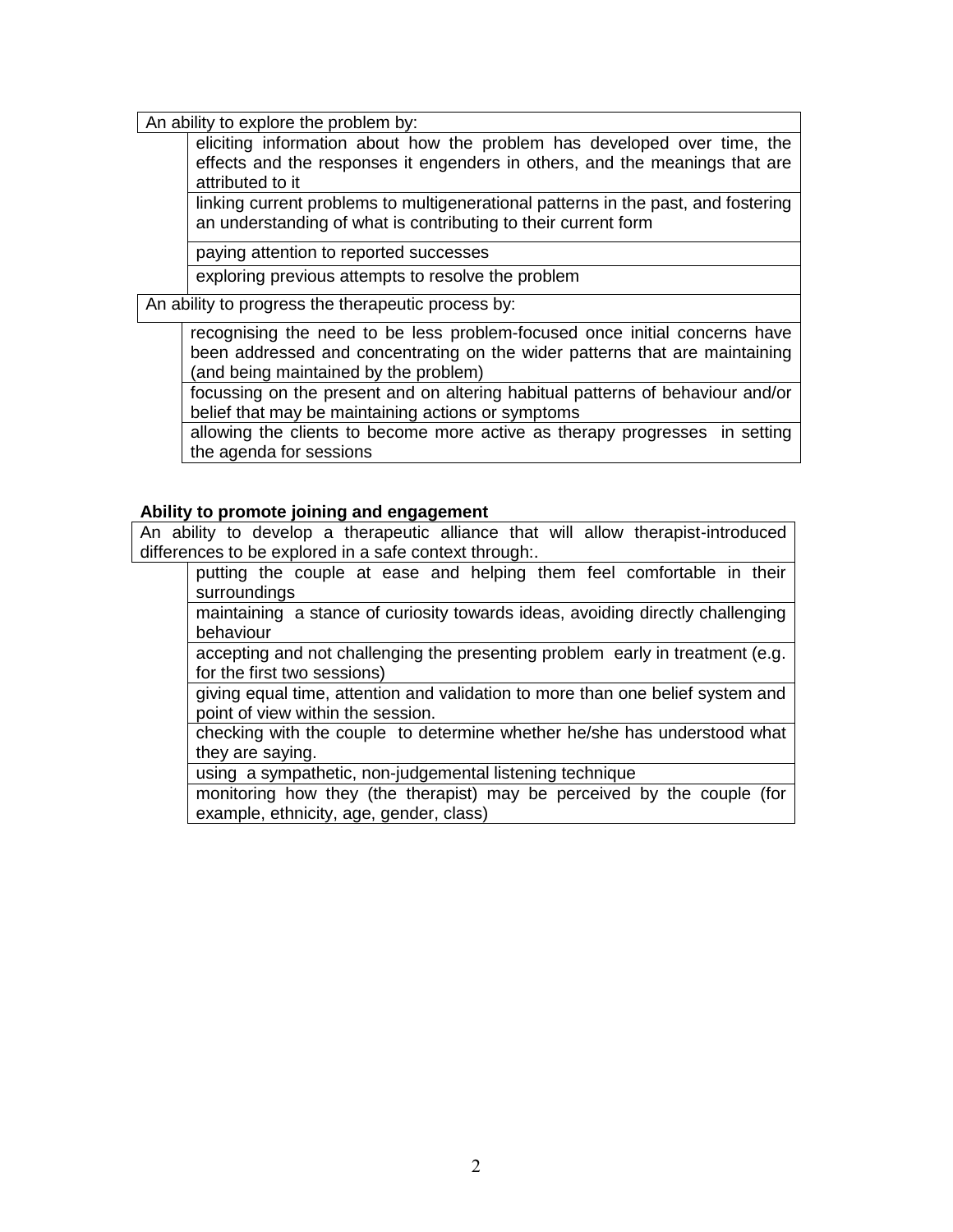An ability to explore the problem by:

- eliciting information about how the problem has developed over time, the effects and the responses it engenders in others, and the meanings that are attributed to it
- linking current problems to multigenerational patterns in the past, and fostering an understanding of what is contributing to their current form
- paying attention to reported successes
- exploring previous attempts to resolve the problem

An ability to progress the therapeutic process by:

- recognising the need to be less problem-focused once initial concerns have been addressed and concentrating on the wider patterns that are maintaining (and being maintained by the problem)
- focussing on the present and on altering habitual patterns of behaviour and/or belief that may be maintaining actions or symptoms
- allowing the clients to become more active as therapy progresses in setting the agenda for sessions

**Ability to promote joining and engagement**

An ability to develop a therapeutic alliance that will allow therapist-introduced differences to be explored in a safe context through:.

- putting the couple at ease and helping them feel comfortable in their surroundings
- maintaining a stance of curiosity towards ideas, avoiding directly challenging behaviour
- accepting and not challenging the presenting problem early in treatment (e.g. for the first two sessions)
- giving equal time, attention and validation to more than one belief system and point of view within the session.
- checking with the couple to determine whether he/she has understood what they are saying.
- using a sympathetic, non-judgemental listening technique
- monitoring how they (the therapist) may be perceived by the couple (for example, ethnicity, age, gender, class)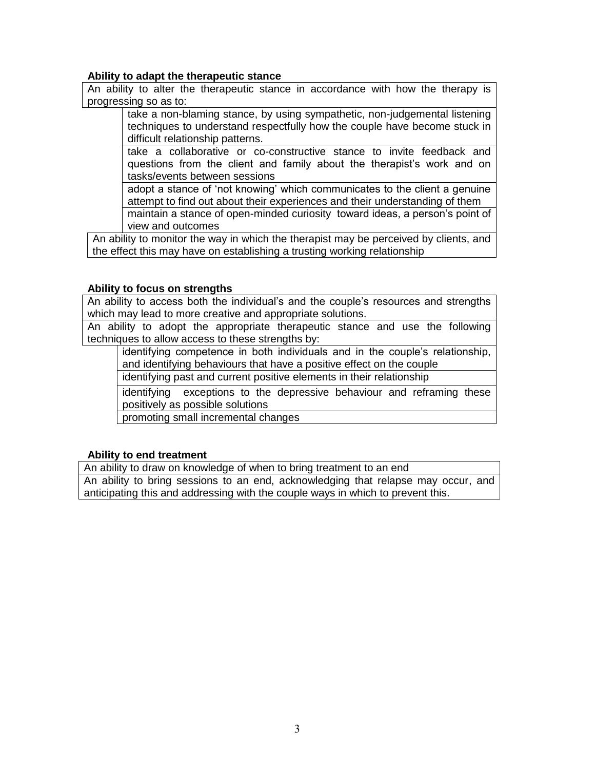**Ability to adapt the therapeutic stance**

An ability to alter the therapeutic stance in accordance with how the therapy is progressing so as to:

- take a non-blaming stance, by using sympathetic, non-judgemental listening techniques to understand respectfully how the couple have become stuck in difficult relationship patterns.
- take a collaborative or co-constructive stance to invite feedback and questions from the client and family about the therapist's work and on tasks/events between sessions
- adopt a stance of 'not knowing' which communicates to the client a genuine attempt to find out about their experiences and their understanding of them
- maintain a stance of open-minded curiosity toward ideas, a person's point of view and outcomes

An ability to monitor the way in which the therapist may be perceived by clients, and the effect this may have on establishing a trusting working relationship

**Ability to focus on strengths**

An ability to access both the individual's and the couple's resources and strengths which may lead to more creative and appropriate solutions.

An ability to adopt the appropriate therapeutic stance and use the following techniques to allow access to these strengths by:

- identifying competence in both individuals and in the couple's relationship, and identifying behaviours that have a positive effect on the couple
- identifying past and current positive elements in their relationship
- identifying exceptions to the depressive behaviour and reframing these positively as possible solutions
- promoting small incremental changes

**Ability to end treatment**

An ability to draw on knowledge of when to bring treatment to an end

An ability to bring sessions to an end, acknowledging that relapse may occur, and anticipating this and addressing with the couple ways in which to prevent this.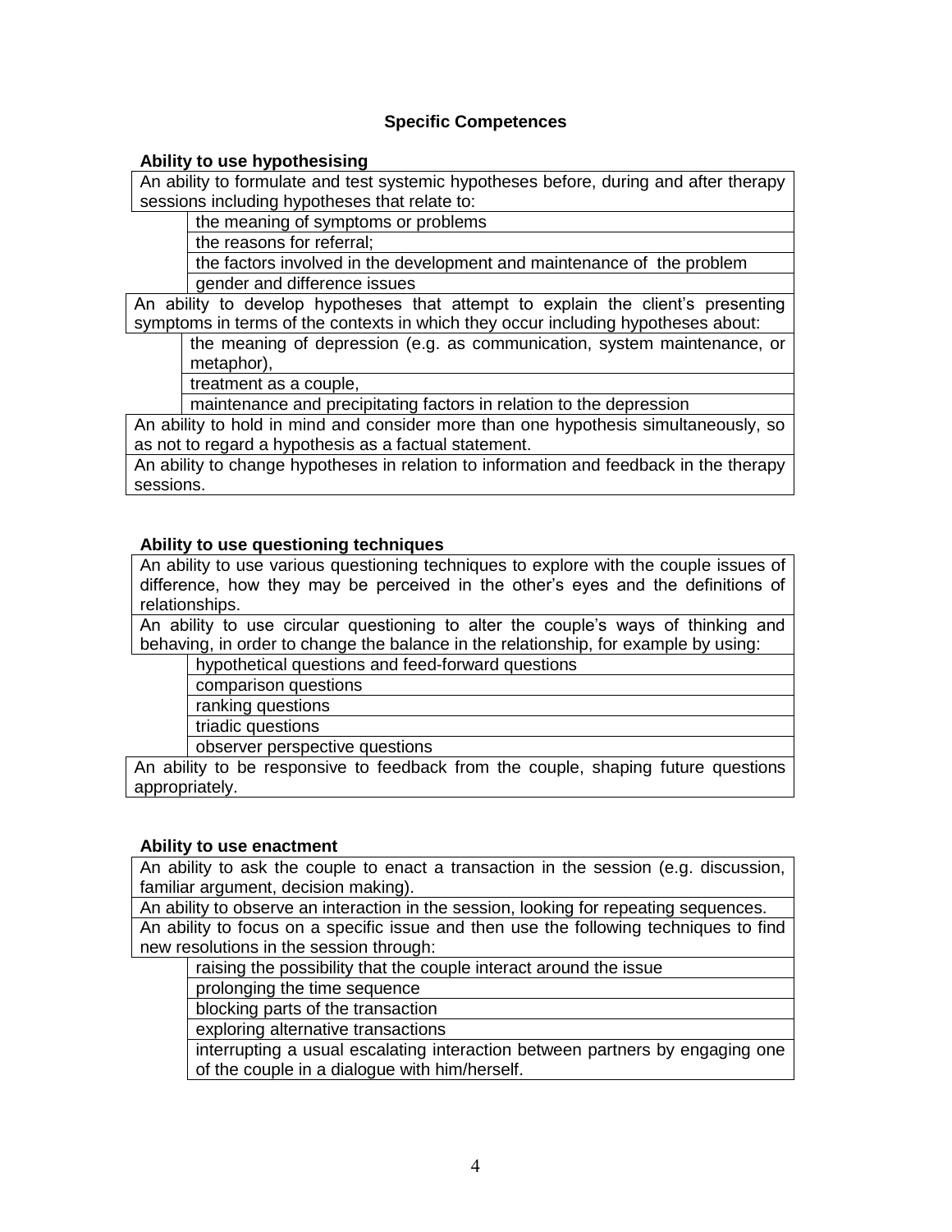### Specific Competences

**Ability to use hypothesising**

An ability to formulate and test systemic hypotheses before, during and after therapy sessions including hypotheses that relate to:

- the meaning of symptoms or problems
- the reasons for referral;
- the factors involved in the development and maintenance of the problem
- gender and difference issues

An ability to develop hypotheses that attempt to explain the client's presenting symptoms in terms of the contexts in which they occur including hypotheses about:

- the meaning of depression (e.g. as communication, system maintenance, or metaphor),
- treatment as a couple,
- maintenance and precipitating factors in relation to the depression

An ability to hold in mind and consider more than one hypothesis simultaneously, so as not to regard a hypothesis as a factual statement.

An ability to change hypotheses in relation to information and feedback in the therapy sessions.

**Ability to use questioning techniques**

An ability to use various questioning techniques to explore with the couple issues of difference, how they may be perceived in the other's eyes and the definitions of relationships.

An ability to use circular questioning to alter the couple's ways of thinking and behaving, in order to change the balance in the relationship, for example by using:

- hypothetical questions and feed-forward questions
- comparison questions
- ranking questions
- triadic questions
- observer perspective questions

An ability to be responsive to feedback from the couple, shaping future questions appropriately.

**Ability to use enactment**

An ability to ask the couple to enact a transaction in the session (e.g. discussion, familiar argument, decision making).

An ability to observe an interaction in the session, looking for repeating sequences.

An ability to focus on a specific issue and then use the following techniques to find new resolutions in the session through:

- raising the possibility that the couple interact around the issue
- prolonging the time sequence
- blocking parts of the transaction
- exploring alternative transactions
- interrupting a usual escalating interaction between partners by engaging one of the couple in a dialogue with him/herself.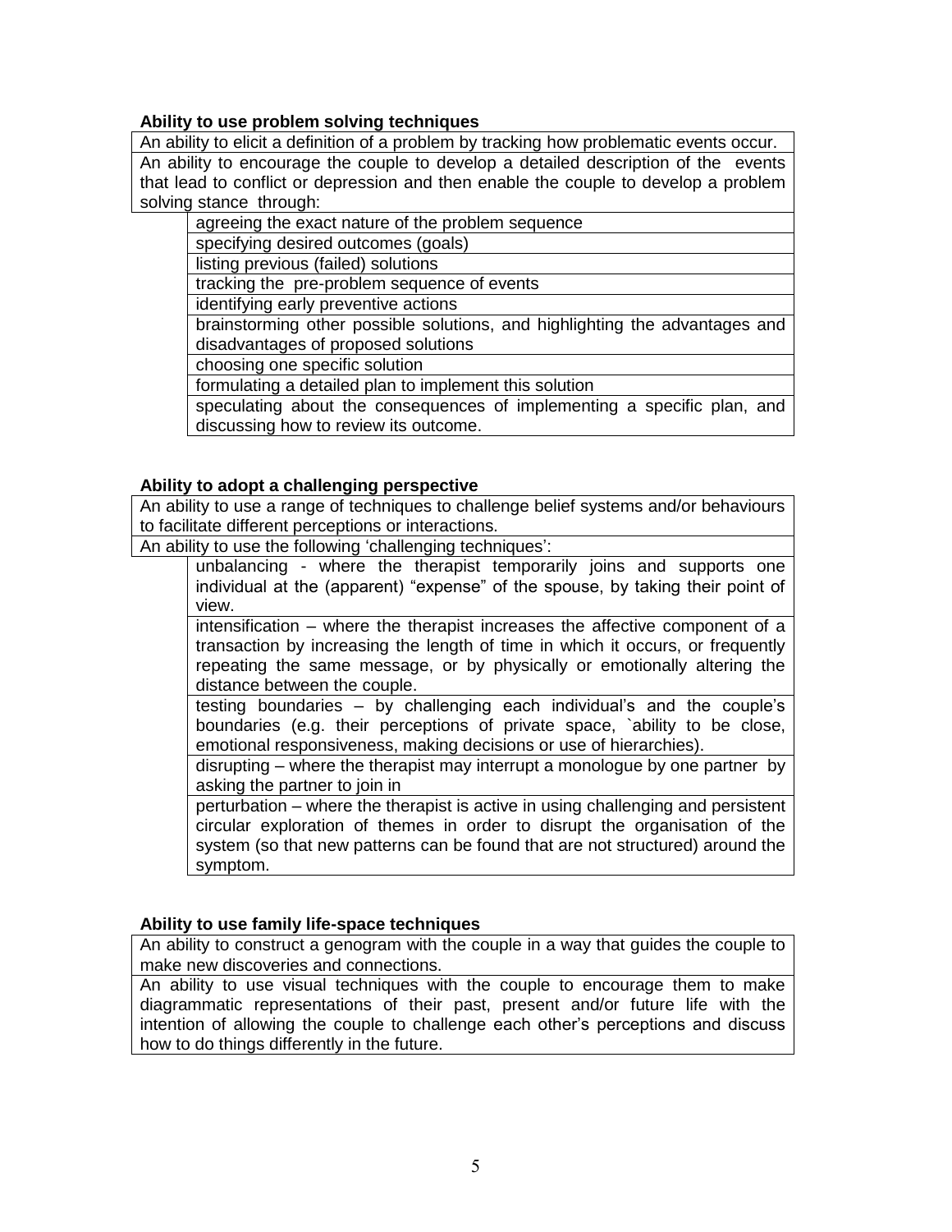**Ability to use problem solving techniques**

An ability to elicit a definition of a problem by tracking how problematic events occur.

An ability to encourage the couple to develop a detailed description of the events that lead to conflict or depression and then enable the couple to develop a problem solving stance through:

- agreeing the exact nature of the problem sequence
- specifying desired outcomes (goals)
- listing previous (failed) solutions
- tracking the pre-problem sequence of events
- identifying early preventive actions
- brainstorming other possible solutions, and highlighting the advantages and disadvantages of proposed solutions
- choosing one specific solution
- formulating a detailed plan to implement this solution
- speculating about the consequences of implementing a specific plan, and discussing how to review its outcome.

**Ability to adopt a challenging perspective**

An ability to use a range of techniques to challenge belief systems and/or behaviours to facilitate different perceptions or interactions.

An ability to use the following 'challenging techniques':

- unbalancing - where the therapist temporarily joins and supports one individual at the (apparent) "expense" of the spouse, by taking their point of view.
- intensification – where the therapist increases the affective component of a transaction by increasing the length of time in which it occurs, or frequently repeating the same message, or by physically or emotionally altering the distance between the couple.
- testing boundaries – by challenging each individual's and the couple's boundaries (e.g. their perceptions of private space, `ability to be close, emotional responsiveness, making decisions or use of hierarchies).
- disrupting – where the therapist may interrupt a monologue by one partner by asking the partner to join in
- perturbation – where the therapist is active in using challenging and persistent circular exploration of themes in order to disrupt the organisation of the system (so that new patterns can be found that are not structured) around the symptom.

**Ability to use family life-space techniques**

An ability to construct a genogram with the couple in a way that guides the couple to make new discoveries and connections.

An ability to use visual techniques with the couple to encourage them to make diagrammatic representations of their past, present and/or future life with the intention of allowing the couple to challenge each other's perceptions and discuss how to do things differently in the future.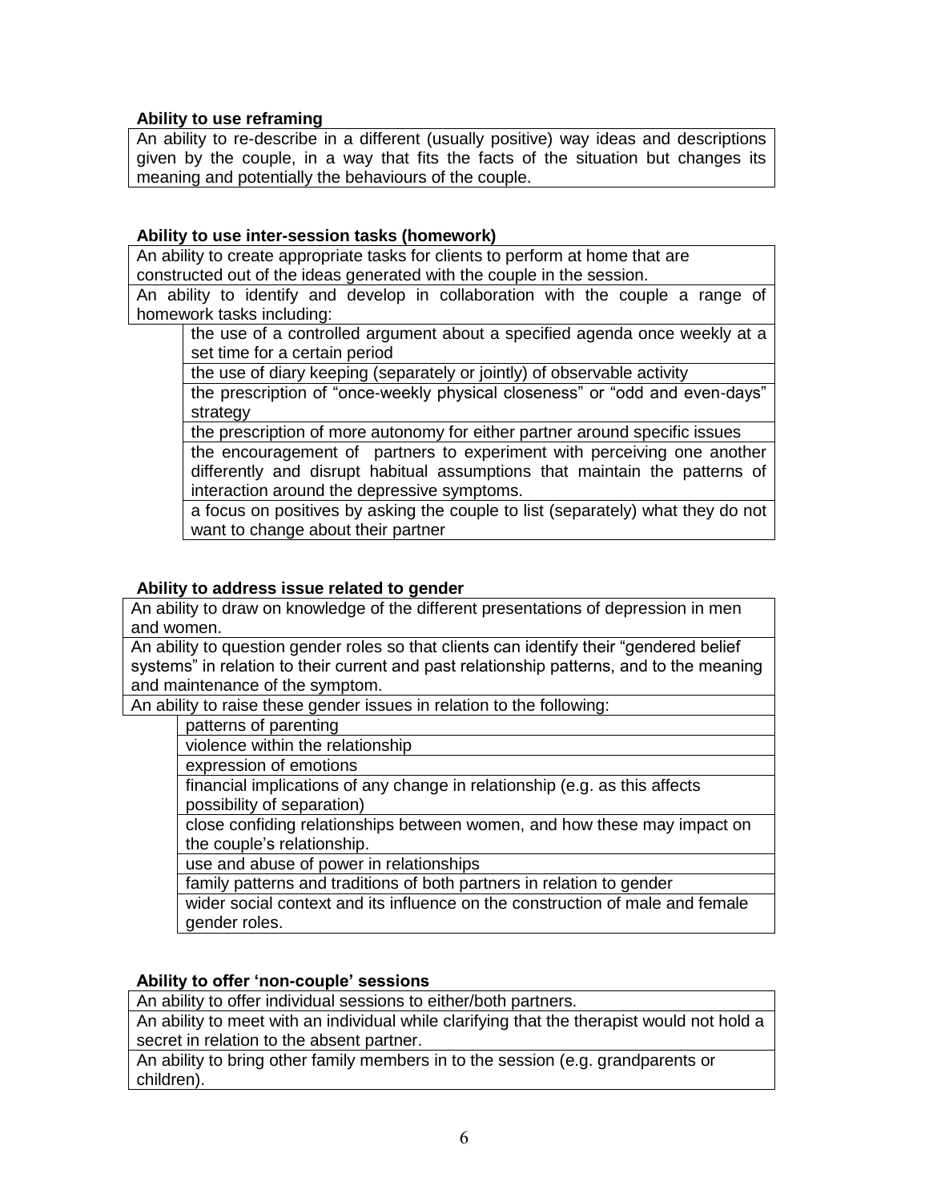**Ability to use reframing**

An ability to re-describe in a different (usually positive) way ideas and descriptions given by the couple, in a way that fits the facts of the situation but changes its meaning and potentially the behaviours of the couple.

**Ability to use inter-session tasks (homework)**

An ability to create appropriate tasks for clients to perform at home that are constructed out of the ideas generated with the couple in the session.

An ability to identify and develop in collaboration with the couple a range of homework tasks including:

- the use of a controlled argument about a specified agenda once weekly at a set time for a certain period
- the use of diary keeping (separately or jointly) of observable activity
- the prescription of "once-weekly physical closeness" or "odd and even-days" strategy
- the prescription of more autonomy for either partner around specific issues
- the encouragement of partners to experiment with perceiving one another differently and disrupt habitual assumptions that maintain the patterns of interaction around the depressive symptoms.
- a focus on positives by asking the couple to list (separately) what they do not want to change about their partner

**Ability to address issue related to gender**

An ability to draw on knowledge of the different presentations of depression in men and women.

An ability to question gender roles so that clients can identify their "gendered belief systems" in relation to their current and past relationship patterns, and to the meaning and maintenance of the symptom.

An ability to raise these gender issues in relation to the following:

- patterns of parenting
- violence within the relationship
- expression of emotions
- financial implications of any change in relationship (e.g. as this affects possibility of separation)
- close confiding relationships between women, and how these may impact on the couple's relationship.
- use and abuse of power in relationships
- family patterns and traditions of both partners in relation to gender
- wider social context and its influence on the construction of male and female gender roles.

**Ability to offer 'non-couple' sessions**

An ability to offer individual sessions to either/both partners.

An ability to meet with an individual while clarifying that the therapist would not hold a secret in relation to the absent partner.

An ability to bring other family members in to the session (e.g. grandparents or children).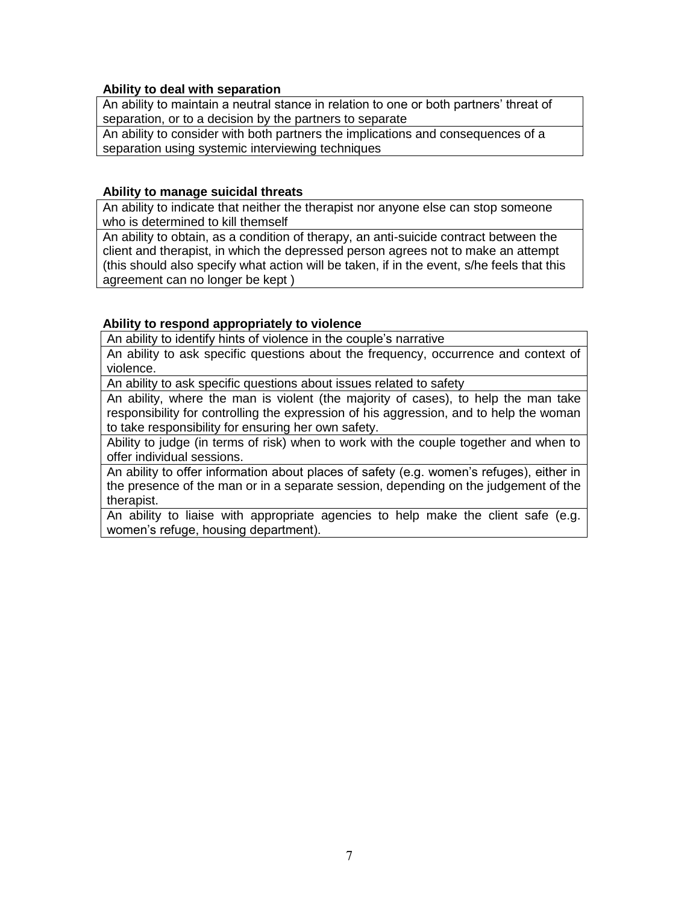**Ability to deal with separation**

| |
|---|
| An ability to maintain a neutral stance in relation to one or both partners' threat of separation, or to a decision by the partners to separate |
| An ability to consider with both partners the implications and consequences of a separation using systemic interviewing techniques |

**Ability to manage suicidal threats**

| |
|---|
| An ability to indicate that neither the therapist nor anyone else can stop someone who is determined to kill themself |
| An ability to obtain, as a condition of therapy, an anti-suicide contract between the client and therapist, in which the depressed person agrees not to make an attempt (this should also specify what action will be taken, if in the event, s/he feels that this agreement can no longer be kept ) |

**Ability to respond appropriately to violence**

| |
|---|
| An ability to identify hints of violence in the couple's narrative |
| An ability to ask specific questions about the frequency, occurrence and context of violence. |
| An ability to ask specific questions about issues related to safety |
| An ability, where the man is violent (the majority of cases), to help the man take responsibility for controlling the expression of his aggression, and to help the woman to take responsibility for ensuring her own safety. |
| Ability to judge (in terms of risk) when to work with the couple together and when to offer individual sessions. |
| An ability to offer information about places of safety (e.g. women's refuges), either in the presence of the man or in a separate session, depending on the judgement of the therapist. |
| An ability to liaise with appropriate agencies to help make the client safe (e.g. women's refuge, housing department). |